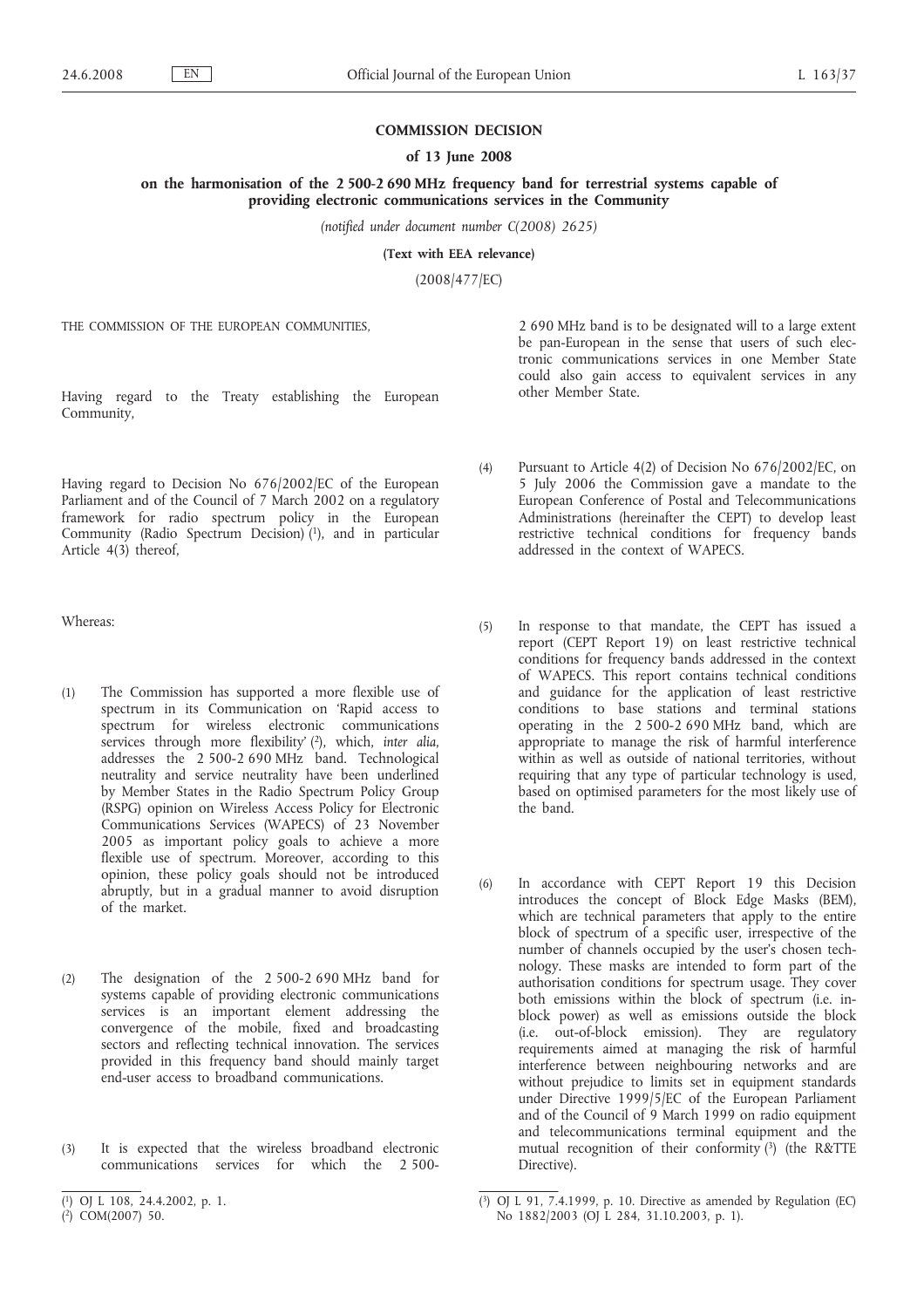**COMMISSION DECISION**

**of 13 June 2008**

**on the harmonisation of the 2 500-2 690 MHz frequency band for terrestrial systems capable of providing electronic communications services in the Community**

*(notified under document number C(2008) 2625)*

**(Text with EEA relevance)**

(2008/477/EC)

THE COMMISSION OF THE EUROPEAN COMMUNITIES,

Having regard to the Treaty establishing the European Community,

Having regard to Decision No 676/2002/EC of the European Parliament and of the Council of 7 March 2002 on a regulatory framework for radio spectrum policy in the European Community (Radio Spectrum Decision) [1], and in particular Article 4(3) thereof,

Whereas:

(1) The Commission has supported a more flexible use of spectrum in its Communication on 'Rapid access to spectrum for wireless electronic communications services through more flexibility' [2], which, *inter alia*, addresses the 2 500-2 690 MHz band. Technological neutrality and service neutrality have been underlined by Member States in the Radio Spectrum Policy Group (RSPG) opinion on Wireless Access Policy for Electronic Communications Services (WAPECS) of 23 November 2005 as important policy goals to achieve a more flexible use of spectrum. Moreover, according to this opinion, these policy goals should not be introduced abruptly, but in a gradual manner to avoid disruption of the market.

(2) The designation of the 2 500-2 690 MHz band for systems capable of providing electronic communications services is an important element addressing the convergence of the mobile, fixed and broadcasting sectors and reflecting technical innovation. The services provided in this frequency band should mainly target end-user access to broadband communications.

(3) It is expected that the wireless broadband electronic communications services for which the 2 500-2 690 MHz band is to be designated will to a large extent be pan-European in the sense that users of such electronic communications services in one Member State could also gain access to equivalent services in any other Member State.

(4) Pursuant to Article 4(2) of Decision No 676/2002/EC, on 5 July 2006 the Commission gave a mandate to the European Conference of Postal and Telecommunications Administrations (hereinafter the CEPT) to develop least restrictive technical conditions for frequency bands addressed in the context of WAPECS.

(5) In response to that mandate, the CEPT has issued a report (CEPT Report 19) on least restrictive technical conditions for frequency bands addressed in the context of WAPECS. This report contains technical conditions and guidance for the application of least restrictive conditions to base stations and terminal stations operating in the 2 500-2 690 MHz band, which are appropriate to manage the risk of harmful interference within as well as outside of national territories, without requiring that any type of particular technology is used, based on optimised parameters for the most likely use of the band.

(6) In accordance with CEPT Report 19 this Decision introduces the concept of Block Edge Masks (BEM), which are technical parameters that apply to the entire block of spectrum of a specific user, irrespective of the number of channels occupied by the user's chosen technology. These masks are intended to form part of the authorisation conditions for spectrum usage. They cover both emissions within the block of spectrum (i.e. in-block power) as well as emissions outside the block (i.e. out-of-block emission). They are regulatory requirements aimed at managing the risk of harmful interference between neighbouring networks and are without prejudice to limits set in equipment standards under Directive 1999/5/EC of the European Parliament and of the Council of 9 March 1999 on radio equipment and telecommunications terminal equipment and the mutual recognition of their conformity [3] (the R&TTE Directive).

---

[1] OJ L 108, 24.4.2002, p. 1.

[2] COM(2007) 50.

[3] OJ L 91, 7.4.1999, p. 10. Directive as amended by Regulation (EC) No 1882/2003 (OJ L 284, 31.10.2003, p. 1).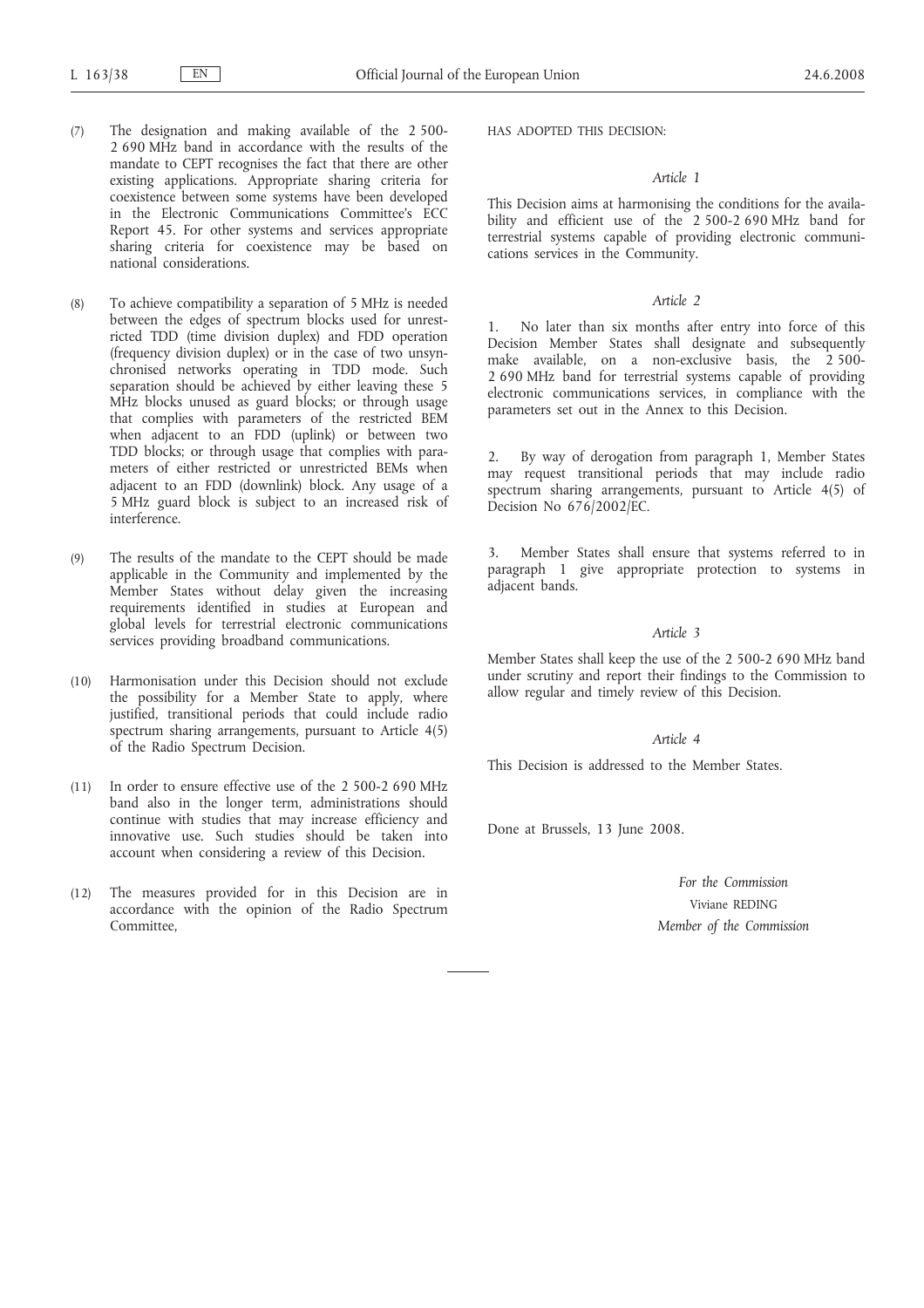(7) The designation and making available of the 2 500-2 690 MHz band in accordance with the results of the mandate to CEPT recognises the fact that there are other existing applications. Appropriate sharing criteria for coexistence between some systems have been developed in the Electronic Communications Committee's ECC Report 45. For other systems and services appropriate sharing criteria for coexistence may be based on national considerations.

(8) To achieve compatibility a separation of 5 MHz is needed between the edges of spectrum blocks used for unrestricted TDD (time division duplex) and FDD operation (frequency division duplex) or in the case of two unsynchronised networks operating in TDD mode. Such separation should be achieved by either leaving these 5 MHz blocks unused as guard blocks; or through usage that complies with parameters of the restricted BEM when adjacent to an FDD (uplink) or between two TDD blocks; or through usage that complies with parameters of either restricted or unrestricted BEMs when adjacent to an FDD (downlink) block. Any usage of a 5 MHz guard block is subject to an increased risk of interference.

(9) The results of the mandate to the CEPT should be made applicable in the Community and implemented by the Member States without delay given the increasing requirements identified in studies at European and global levels for terrestrial electronic communications services providing broadband communications.

(10) Harmonisation under this Decision should not exclude the possibility for a Member State to apply, where justified, transitional periods that could include radio spectrum sharing arrangements, pursuant to Article 4(5) of the Radio Spectrum Decision.

(11) In order to ensure effective use of the 2 500-2 690 MHz band also in the longer term, administrations should continue with studies that may increase efficiency and innovative use. Such studies should be taken into account when considering a review of this Decision.

(12) The measures provided for in this Decision are in accordance with the opinion of the Radio Spectrum Committee,

HAS ADOPTED THIS DECISION:

*Article 1*

This Decision aims at harmonising the conditions for the availability and efficient use of the 2 500-2 690 MHz band for terrestrial systems capable of providing electronic communications services in the Community.

*Article 2*

1. No later than six months after entry into force of this Decision Member States shall designate and subsequently make available, on a non-exclusive basis, the 2 500-2 690 MHz band for terrestrial systems capable of providing electronic communications services, in compliance with the parameters set out in the Annex to this Decision.

2. By way of derogation from paragraph 1, Member States may request transitional periods that may include radio spectrum sharing arrangements, pursuant to Article 4(5) of Decision No 676/2002/EC.

3. Member States shall ensure that systems referred to in paragraph 1 give appropriate protection to systems in adjacent bands.

*Article 3*

Member States shall keep the use of the 2 500-2 690 MHz band under scrutiny and report their findings to the Commission to allow regular and timely review of this Decision.

*Article 4*

This Decision is addressed to the Member States.

Done at Brussels, 13 June 2008.

*For the Commission*

Viviane REDING

*Member of the Commission*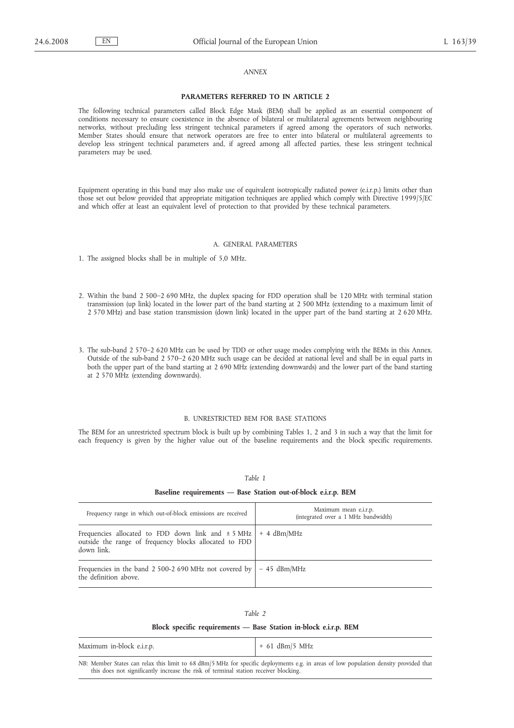*ANNEX*

**PARAMETERS REFERRED TO IN ARTICLE 2**

The following technical parameters called Block Edge Mask (BEM) shall be applied as an essential component of conditions necessary to ensure coexistence in the absence of bilateral or multilateral agreements between neighbouring networks, without precluding less stringent technical parameters if agreed among the operators of such networks. Member States should ensure that network operators are free to enter into bilateral or multilateral agreements to develop less stringent technical parameters and, if agreed among all affected parties, these less stringent technical parameters may be used.

Equipment operating in this band may also make use of equivalent isotropically radiated power (e.i.r.p.) limits other than those set out below provided that appropriate mitigation techniques are applied which comply with Directive 1999/5/EC and which offer at least an equivalent level of protection to that provided by these technical parameters.

A. GENERAL PARAMETERS

1. The assigned blocks shall be in multiple of 5,0 MHz.

2. Within the band 2 500–2 690 MHz, the duplex spacing for FDD operation shall be 120 MHz with terminal station transmission (up link) located in the lower part of the band starting at 2 500 MHz (extending to a maximum limit of 2 570 MHz) and base station transmission (down link) located in the upper part of the band starting at 2 620 MHz.

3. The sub-band 2 570–2 620 MHz can be used by TDD or other usage modes complying with the BEMs in this Annex. Outside of the sub-band 2 570–2 620 MHz such usage can be decided at national level and shall be in equal parts in both the upper part of the band starting at 2 690 MHz (extending downwards) and the lower part of the band starting at 2 570 MHz (extending downwards).

B. UNRESTRICTED BEM FOR BASE STATIONS

The BEM for an unrestricted spectrum block is built up by combining Tables 1, 2 and 3 in such a way that the limit for each frequency is given by the higher value out of the baseline requirements and the block specific requirements.

*Table 1*

**Baseline requirements — Base Station out-of-block e.i.r.p. BEM**

| Frequency range in which out-of-block emissions are received | Maximum mean e.i.r.p. (integrated over a 1 MHz bandwidth) |
|---|---|
| Frequencies allocated to FDD down link and ± 5 MHz outside the range of frequency blocks allocated to FDD down link. | + 4 dBm/MHz |
| Frequencies in the band 2 500-2 690 MHz not covered by the definition above. | − 45 dBm/MHz |

*Table 2*

**Block specific requirements — Base Station in-block e.i.r.p. BEM**

| Maximum in-block e.i.r.p. | + 61 dBm/5 MHz |
|---|---|

NB: Member States can relax this limit to 68 dBm/5 MHz for specific deployments e.g. in areas of low population density provided that this does not significantly increase the risk of terminal station receiver blocking.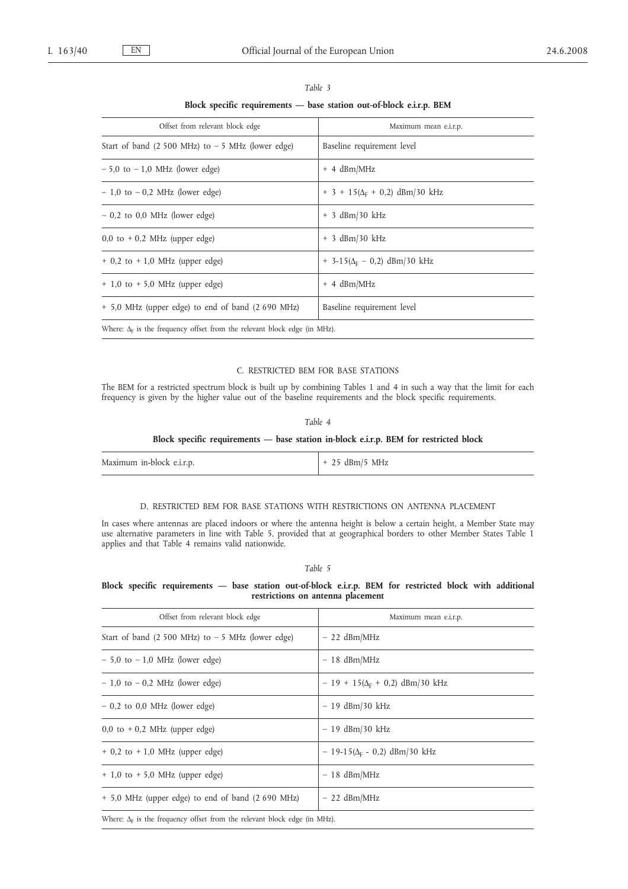*Table 3*

**Block specific requirements — base station out-of-block e.i.r.p. BEM**

| Offset from relevant block edge | Maximum mean e.i.r.p. |
|---|---|
| Start of band (2 500 MHz) to − 5 MHz (lower edge) | Baseline requirement level |
| − 5,0 to − 1,0 MHz (lower edge) | + 4 dBm/MHz |
| − 1,0 to − 0,2 MHz (lower edge) | + 3 + 15($\Delta_F$ + 0,2) dBm/30 kHz |
| − 0,2 to 0,0 MHz (lower edge) | + 3 dBm/30 kHz |
| 0,0 to + 0,2 MHz (upper edge) | + 3 dBm/30 kHz |
| + 0,2 to + 1,0 MHz (upper edge) | + 3-15($\Delta_F$ − 0,2) dBm/30 kHz |
| + 1,0 to + 5,0 MHz (upper edge) | + 4 dBm/MHz |
| + 5,0 MHz (upper edge) to end of band (2 690 MHz) | Baseline requirement level |

Where: $\Delta_F$ is the frequency offset from the relevant block edge (in MHz).

## C. RESTRICTED BEM FOR BASE STATIONS

The BEM for a restricted spectrum block is built up by combining Tables 1 and 4 in such a way that the limit for each frequency is given by the higher value out of the baseline requirements and the block specific requirements.

*Table 4*

**Block specific requirements — base station in-block e.i.r.p. BEM for restricted block**

| Maximum in-block e.i.r.p. | + 25 dBm/5 MHz |
|---|---|

## D. RESTRICTED BEM FOR BASE STATIONS WITH RESTRICTIONS ON ANTENNA PLACEMENT

In cases where antennas are placed indoors or where the antenna height is below a certain height, a Member State may use alternative parameters in line with Table 5, provided that at geographical borders to other Member States Table 1 applies and that Table 4 remains valid nationwide.

*Table 5*

**Block specific requirements — base station out-of-block e.i.r.p. BEM for restricted block with additional restrictions on antenna placement**

| Offset from relevant block edge | Maximum mean e.i.r.p. |
|---|---|
| Start of band (2 500 MHz) to − 5 MHz (lower edge) | − 22 dBm/MHz |
| − 5,0 to − 1,0 MHz (lower edge) | − 18 dBm/MHz |
| − 1,0 to − 0,2 MHz (lower edge) | − 19 + 15($\Delta_F$ + 0,2) dBm/30 kHz |
| − 0,2 to 0,0 MHz (lower edge) | − 19 dBm/30 kHz |
| 0,0 to + 0,2 MHz (upper edge) | − 19 dBm/30 kHz |
| + 0,2 to + 1,0 MHz (upper edge) | − 19-15($\Delta_F$ - 0,2) dBm/30 kHz |
| + 1,0 to + 5,0 MHz (upper edge) | − 18 dBm/MHz |
| + 5,0 MHz (upper edge) to end of band (2 690 MHz) | − 22 dBm/MHz |

Where: $\Delta_F$ is the frequency offset from the relevant block edge (in MHz).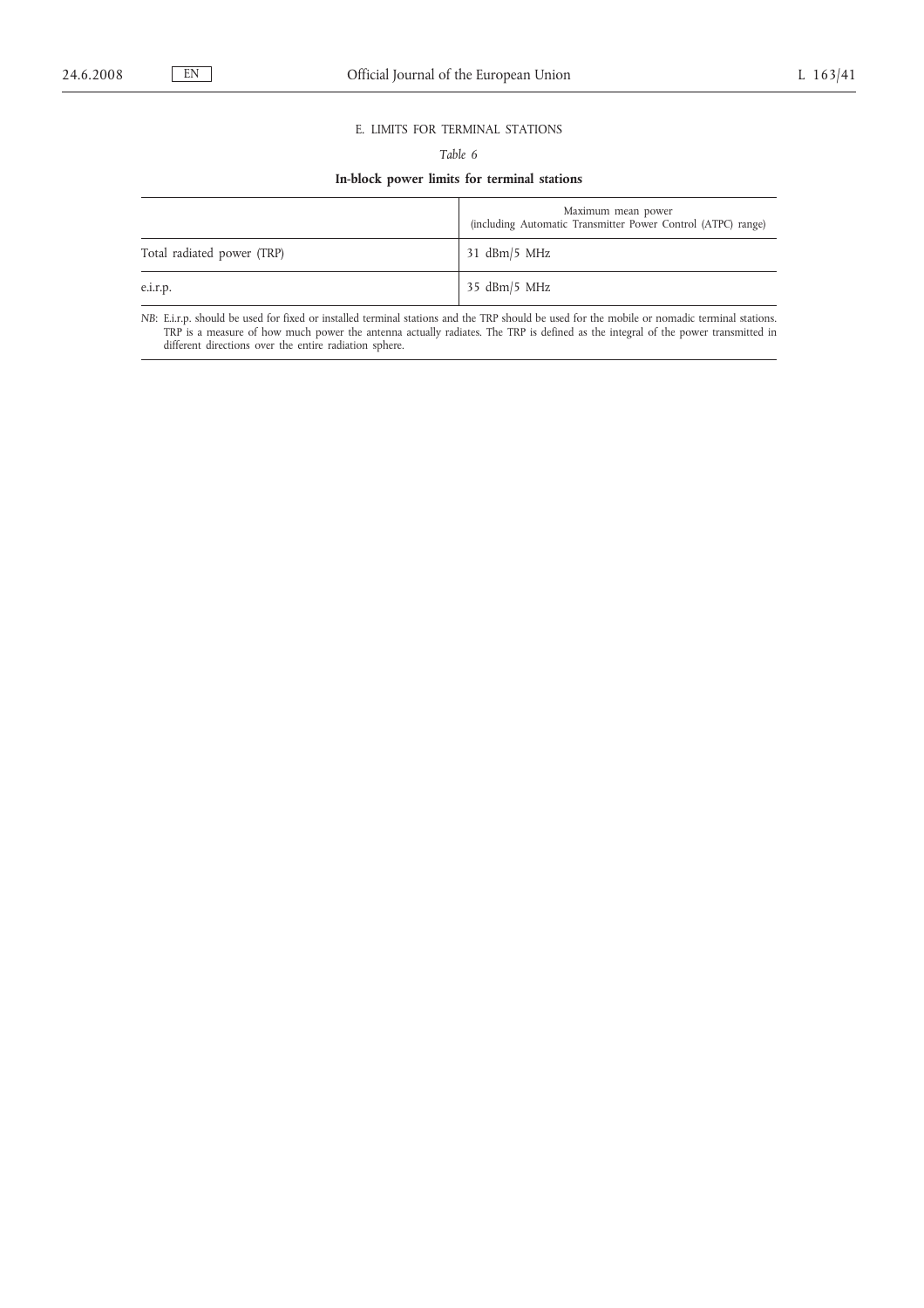E. LIMITS FOR TERMINAL STATIONS

*Table 6*

**In-block power limits for terminal stations**

| | Maximum mean power (including Automatic Transmitter Power Control (ATPC) range) |
|---|---|
| Total radiated power (TRP) | 31 dBm/5 MHz |
| e.i.r.p. | 35 dBm/5 MHz |

*NB*: E.i.r.p. should be used for fixed or installed terminal stations and the TRP should be used for the mobile or nomadic terminal stations. TRP is a measure of how much power the antenna actually radiates. The TRP is defined as the integral of the power transmitted in different directions over the entire radiation sphere.